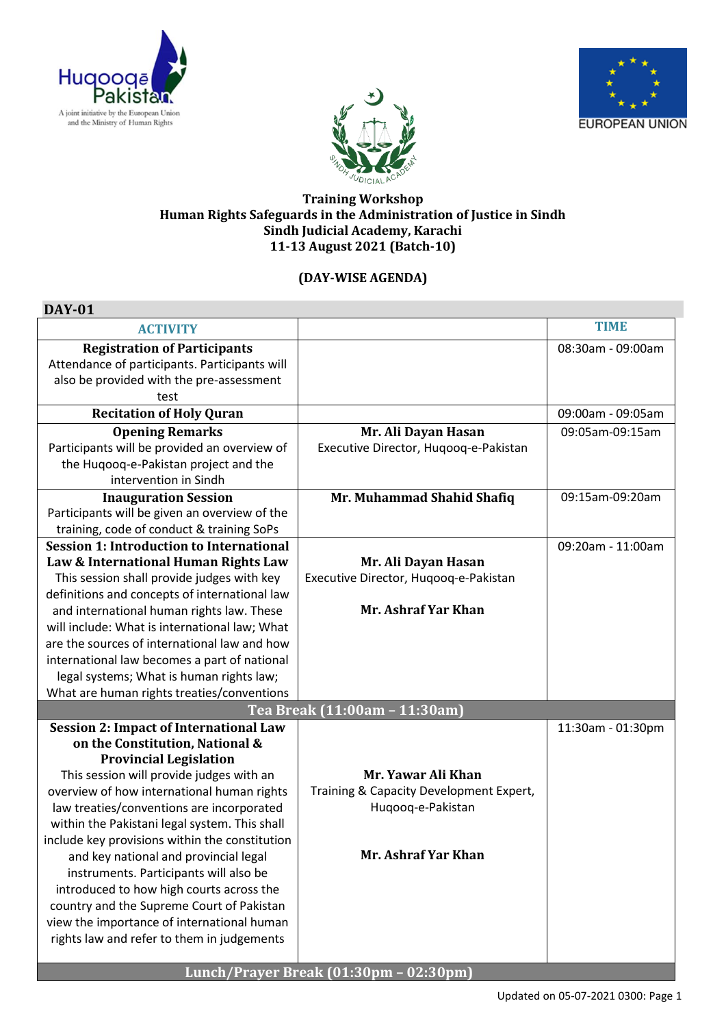Huqooq-e-Pakistan — A joint initiative by the European Union and the Ministry of Human Rights

EUROPEAN UNION

**Training Workshop**
**Human Rights Safeguards in the Administration of Justice in Sindh**
**Sindh Judicial Academy, Karachi**
**11-13 August 2021 (Batch-10)**

**(DAY-WISE AGENDA)**

## DAY-01

| ACTIVITY | | TIME |
|---|---|---|
| **Registration of Participants** Attendance of participants. Participants will also be provided with the pre-assessment test | | 08:30am - 09:00am |
| **Recitation of Holy Quran** | | 09:00am - 09:05am |
| **Opening Remarks** Participants will be provided an overview of the Huqooq-e-Pakistan project and the intervention in Sindh | **Mr. Ali Dayan Hasan** Executive Director, Huqooq-e-Pakistan | 09:05am-09:15am |
| **Inauguration Session** Participants will be given an overview of the training, code of conduct & training SoPs | **Mr. Muhammad Shahid Shafiq** | 09:15am-09:20am |
| **Session 1: Introduction to International Law & International Human Rights Law** This session shall provide judges with key definitions and concepts of international law and international human rights law. These will include: What is international law; What are the sources of international law and how international law becomes a part of national legal systems; What is human rights law; What are human rights treaties/conventions | **Mr. Ali Dayan Hasan** Executive Director, Huqooq-e-Pakistan **Mr. Ashraf Yar Khan** | 09:20am - 11:00am |
| **Tea Break (11:00am – 11:30am)** | | |
| **Session 2: Impact of International Law on the Constitution, National & Provincial Legislation** This session will provide judges with an overview of how international human rights law treaties/conventions are incorporated within the Pakistani legal system. This shall include key provisions within the constitution and key national and provincial legal instruments. Participants will also be introduced to how high courts across the country and the Supreme Court of Pakistan view the importance of international human rights law and refer to them in judgements | **Mr. Yawar Ali Khan** Training & Capacity Development Expert, Huqooq-e-Pakistan **Mr. Ashraf Yar Khan** | 11:30am - 01:30pm |
| **Lunch/Prayer Break (01:30pm – 02:30pm)** | | |

Updated on 05-07-2021 0300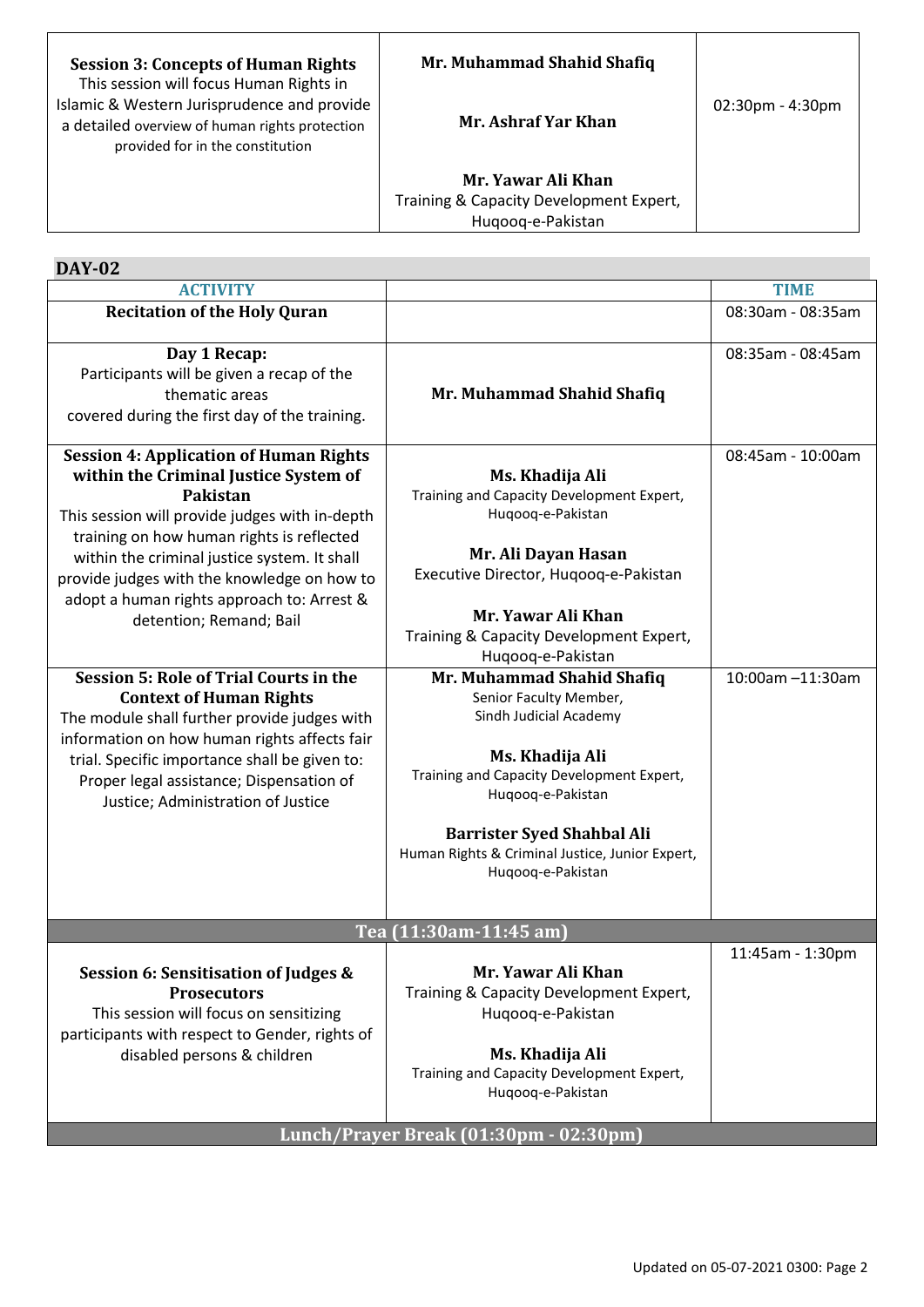| | | |
|---|---|---|
| **Session 3: Concepts of Human Rights**<br>This session will focus Human Rights in Islamic & Western Jurisprudence and provide a detailed overview of human rights protection provided for in the constitution | **Mr. Muhammad Shahid Shafiq**<br><br>**Mr. Ashraf Yar Khan**<br><br>**Mr. Yawar Ali Khan**<br>Training & Capacity Development Expert, Huqooq-e-Pakistan | 02:30pm - 4:30pm |

## DAY-02

| ACTIVITY | | TIME |
|---|---|---|
| **Recitation of the Holy Quran** | | 08:30am - 08:35am |
| **Day 1 Recap:**<br>Participants will be given a recap of the thematic areas covered during the first day of the training. | **Mr. Muhammad Shahid Shafiq** | 08:35am - 08:45am |
| **Session 4: Application of Human Rights within the Criminal Justice System of Pakistan**<br>This session will provide judges with in-depth training on how human rights is reflected within the criminal justice system. It shall provide judges with the knowledge on how to adopt a human rights approach to: Arrest & detention; Remand; Bail | **Ms. Khadija Ali**<br>Training and Capacity Development Expert, Huqooq-e-Pakistan<br><br>**Mr. Ali Dayan Hasan**<br>Executive Director, Huqooq-e-Pakistan<br><br>**Mr. Yawar Ali Khan**<br>Training & Capacity Development Expert, Huqooq-e-Pakistan | 08:45am - 10:00am |
| **Session 5: Role of Trial Courts in the Context of Human Rights**<br>The module shall further provide judges with information on how human rights affects fair trial. Specific importance shall be given to: Proper legal assistance; Dispensation of Justice; Administration of Justice | **Mr. Muhammad Shahid Shafiq**<br>Senior Faculty Member, Sindh Judicial Academy<br><br>**Ms. Khadija Ali**<br>Training and Capacity Development Expert, Huqooq-e-Pakistan<br><br>**Barrister Syed Shahbal Ali**<br>Human Rights & Criminal Justice, Junior Expert, Huqooq-e-Pakistan | 10:00am –11:30am |
| | **Tea (11:30am-11:45 am)** | |
| **Session 6: Sensitisation of Judges & Prosecutors**<br>This session will focus on sensitizing participants with respect to Gender, rights of disabled persons & children | **Mr. Yawar Ali Khan**<br>Training & Capacity Development Expert, Huqooq-e-Pakistan<br><br>**Ms. Khadija Ali**<br>Training and Capacity Development Expert, Huqooq-e-Pakistan | 11:45am - 1:30pm |
| | **Lunch/Prayer Break (01:30pm - 02:30pm)** | |

Updated on 05-07-2021 0300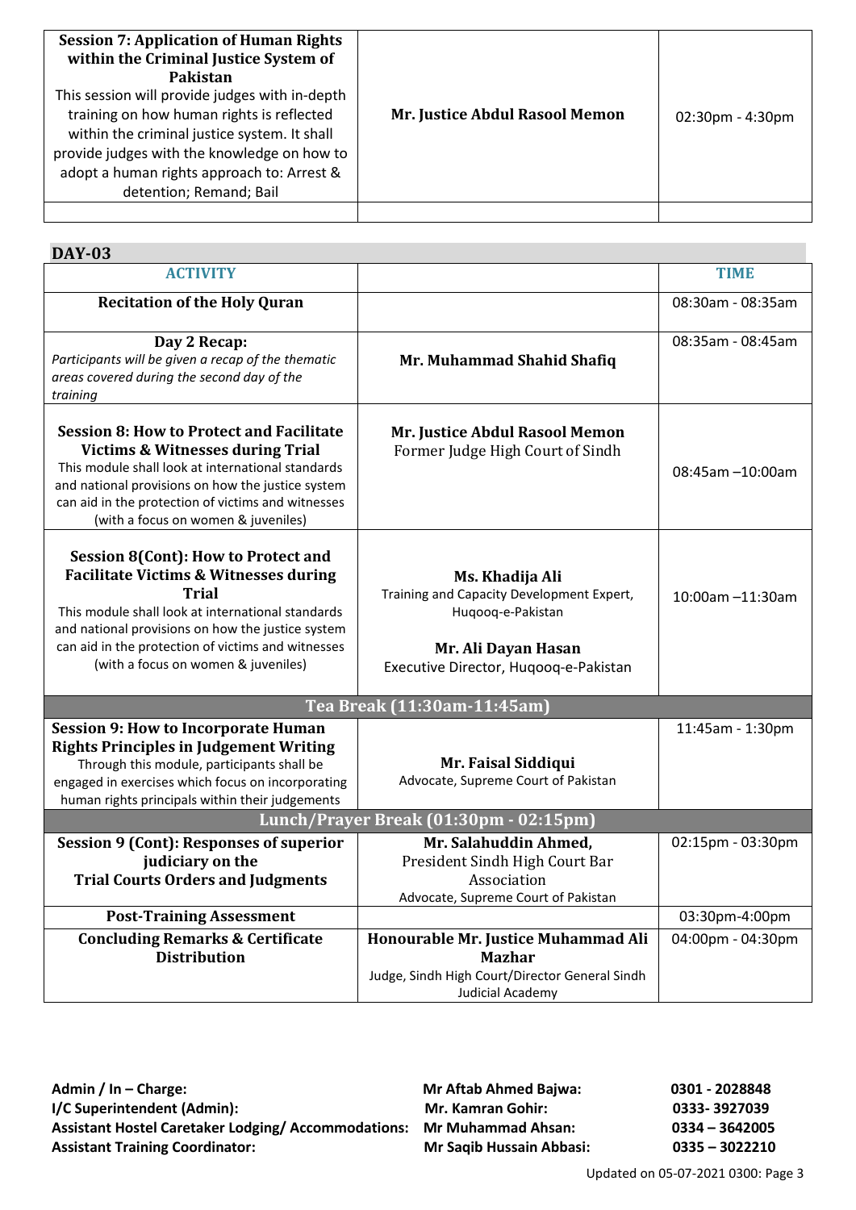| | | |
|---|---|---|
| **Session 7: Application of Human Rights within the Criminal Justice System of Pakistan**<br>This session will provide judges with in-depth training on how human rights is reflected within the criminal justice system. It shall provide judges with the knowledge on how to adopt a human rights approach to: Arrest & detention; Remand; Bail | **Mr. Justice Abdul Rasool Memon** | 02:30pm - 4:30pm |
| | | |

## DAY-03

| ACTIVITY | | TIME |
|---|---|---|
| **Recitation of the Holy Quran** | | 08:30am - 08:35am |
| **Day 2 Recap:**<br>*Participants will be given a recap of the thematic areas covered during the second day of the training* | **Mr. Muhammad Shahid Shafiq** | 08:35am - 08:45am |
| **Session 8: How to Protect and Facilitate Victims & Witnesses during Trial**<br>This module shall look at international standards and national provisions on how the justice system can aid in the protection of victims and witnesses (with a focus on women & juveniles) | **Mr. Justice Abdul Rasool Memon**<br>Former Judge High Court of Sindh | 08:45am –10:00am |
| **Session 8(Cont): How to Protect and Facilitate Victims & Witnesses during Trial**<br>This module shall look at international standards and national provisions on how the justice system can aid in the protection of victims and witnesses (with a focus on women & juveniles) | **Ms. Khadija Ali**<br>Training and Capacity Development Expert, Huqooq-e-Pakistan<br>**Mr. Ali Dayan Hasan**<br>Executive Director, Huqooq-e-Pakistan | 10:00am –11:30am |
| **Tea Break (11:30am-11:45am)** | | |
| **Session 9: How to Incorporate Human Rights Principles in Judgement Writing**<br>Through this module, participants shall be engaged in exercises which focus on incorporating human rights principals within their judgements | **Mr. Faisal Siddiqui**<br>Advocate, Supreme Court of Pakistan | 11:45am - 1:30pm |
| **Lunch/Prayer Break (01:30pm - 02:15pm)** | | |
| **Session 9 (Cont): Responses of superior judiciary on the Trial Courts Orders and Judgments** | **Mr. Salahuddin Ahmed,**<br>President Sindh High Court Bar Association<br>Advocate, Supreme Court of Pakistan | 02:15pm - 03:30pm |
| **Post-Training Assessment** | | 03:30pm-4:00pm |
| **Concluding Remarks & Certificate Distribution** | **Honourable Mr. Justice Muhammad Ali Mazhar**<br>Judge, Sindh High Court/Director General Sindh Judicial Academy | 04:00pm - 04:30pm |

| | | |
|---|---|---|
| **Admin / In – Charge:** | **Mr Aftab Ahmed Bajwa:** | **0301 - 2028848** |
| **I/C Superintendent (Admin):** | **Mr. Kamran Gohir:** | **0333- 3927039** |
| **Assistant Hostel Caretaker Lodging/ Accommodations:** | **Mr Muhammad Ahsan:** | **0334 – 3642005** |
| **Assistant Training Coordinator:** | **Mr Saqib Hussain Abbasi:** | **0335 – 3022210** |

Updated on 05-07-2021 0300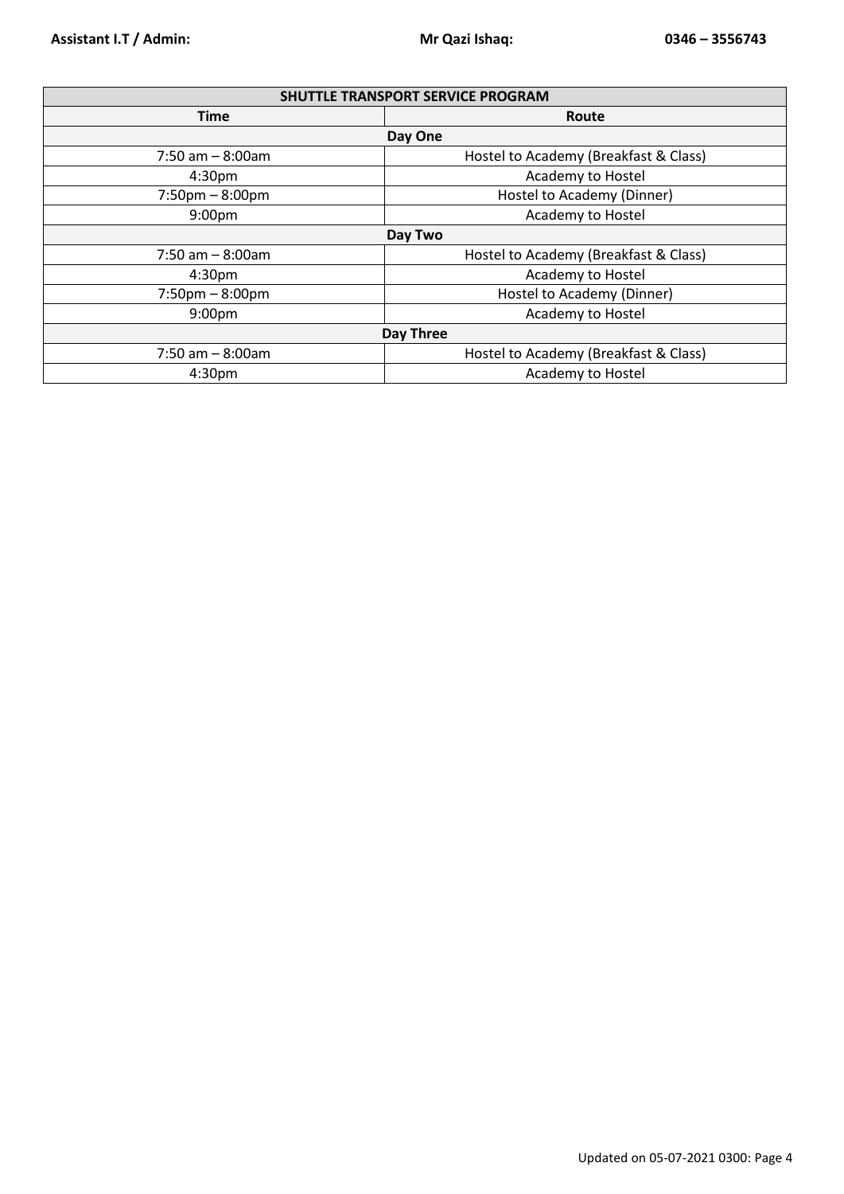**Assistant I.T / Admin:** **Mr Qazi Ishaq:** **0346 – 3556743**

| SHUTTLE TRANSPORT SERVICE PROGRAM | |
|---|---|
| **Time** | **Route** |
| **Day One** | |
| 7:50 am – 8:00am | Hostel to Academy (Breakfast & Class) |
| 4:30pm | Academy to Hostel |
| 7:50pm – 8:00pm | Hostel to Academy (Dinner) |
| 9:00pm | Academy to Hostel |
| **Day Two** | |
| 7:50 am – 8:00am | Hostel to Academy (Breakfast & Class) |
| 4:30pm | Academy to Hostel |
| 7:50pm – 8:00pm | Hostel to Academy (Dinner) |
| 9:00pm | Academy to Hostel |
| **Day Three** | |
| 7:50 am – 8:00am | Hostel to Academy (Breakfast & Class) |
| 4:30pm | Academy to Hostel |

Updated on 05-07-2021 0300